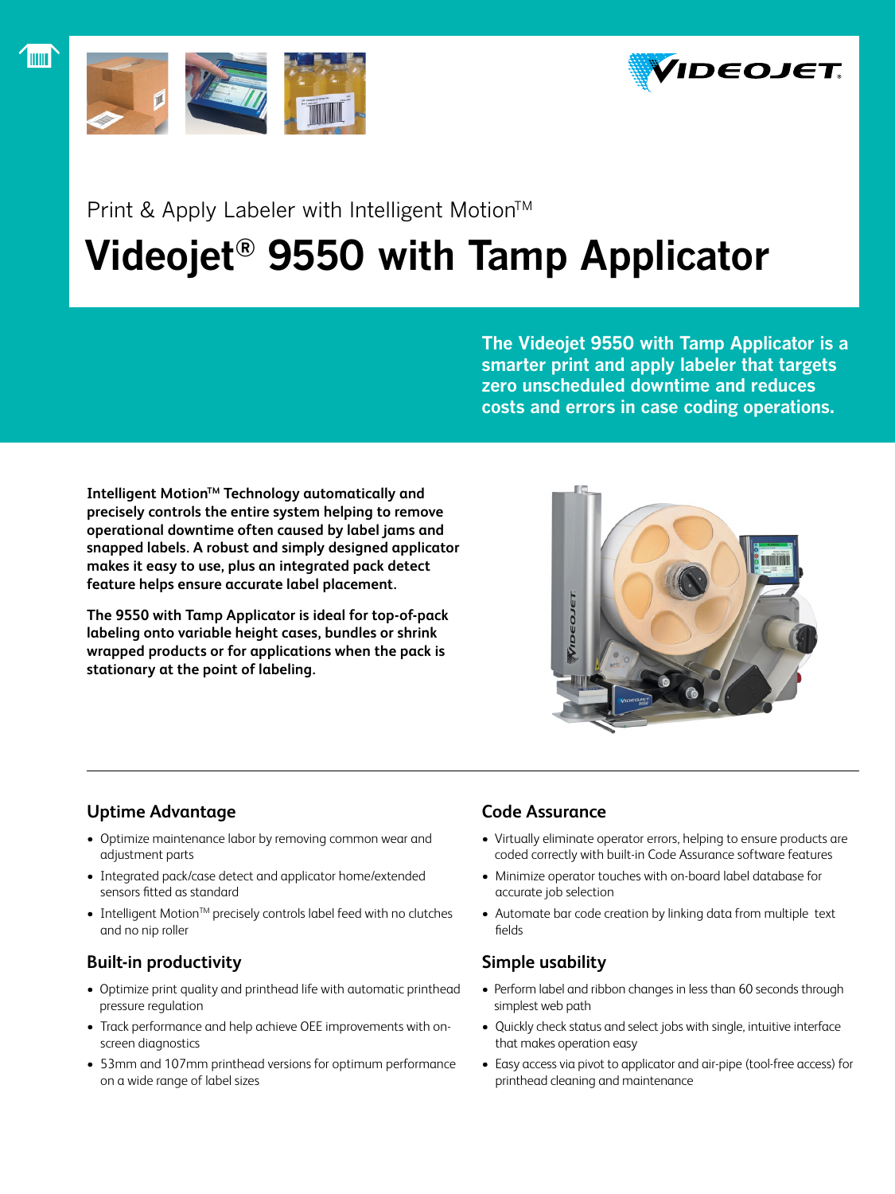Print & Apply Labeler with Intelligent Motion™

# Videojet® 9550 with Tamp Applicator

**The Videojet 9550 with Tamp Applicator is a smarter print and apply labeler that targets zero unscheduled downtime and reduces costs and errors in case coding operations.**

**Intelligent Motion™ Technology automatically and precisely controls the entire system helping to remove operational downtime often caused by label jams and snapped labels. A robust and simply designed applicator makes it easy to use, plus an integrated pack detect feature helps ensure accurate label placement.**

**The 9550 with Tamp Applicator is ideal for top-of-pack labeling onto variable height cases, bundles or shrink wrapped products or for applications when the pack is stationary at the point of labeling.**

## Uptime Advantage

- Optimize maintenance labor by removing common wear and adjustment parts
- Integrated pack/case detect and applicator home/extended sensors fitted as standard
- Intelligent Motion™ precisely controls label feed with no clutches and no nip roller

## Built-in productivity

- Optimize print quality and printhead life with automatic printhead pressure regulation
- Track performance and help achieve OEE improvements with on-screen diagnostics
- 53mm and 107mm printhead versions for optimum performance on a wide range of label sizes

## Code Assurance

- Virtually eliminate operator errors, helping to ensure products are coded correctly with built-in Code Assurance software features
- Minimize operator touches with on-board label database for accurate job selection
- Automate bar code creation by linking data from multiple text fields

## Simple usability

- Perform label and ribbon changes in less than 60 seconds through simplest web path
- Quickly check status and select jobs with single, intuitive interface that makes operation easy
- Easy access via pivot to applicator and air-pipe (tool-free access) for printhead cleaning and maintenance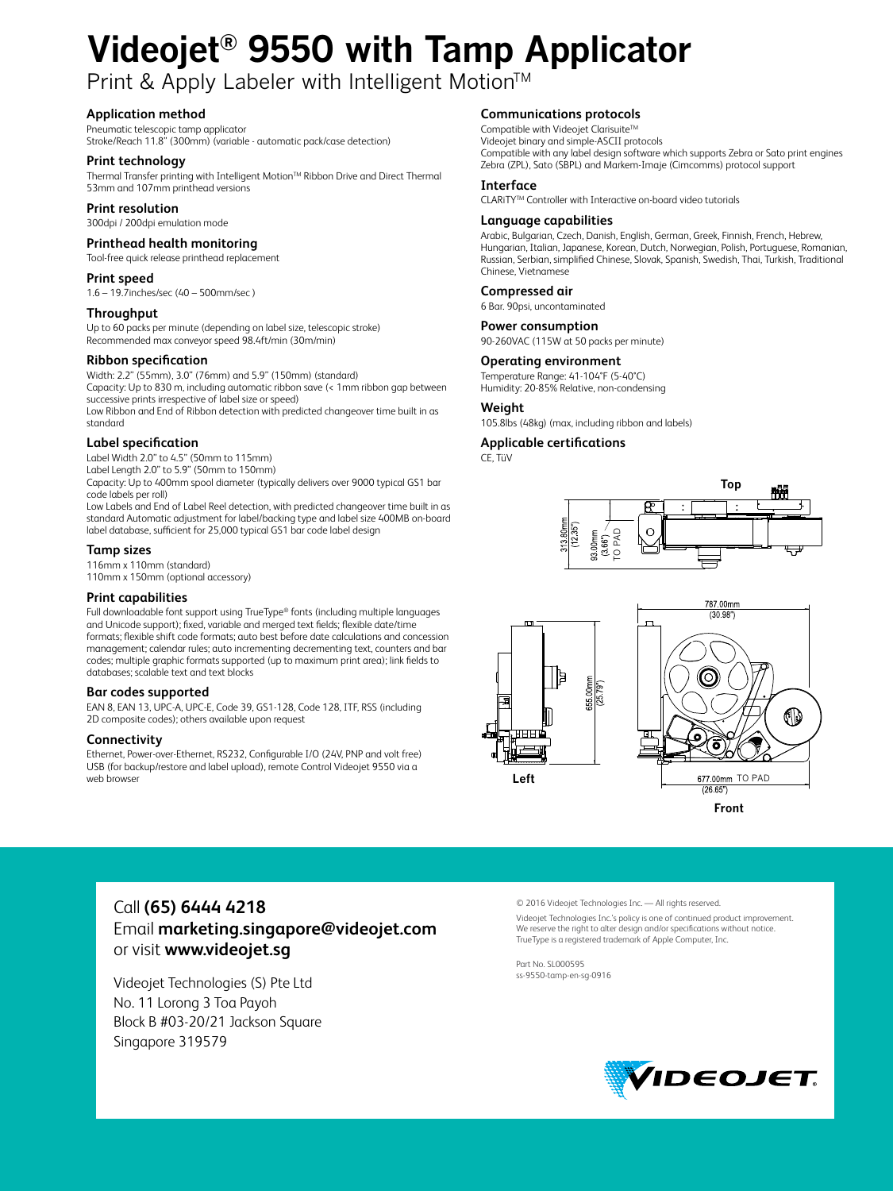# Videojet® 9550 with Tamp Applicator

Print & Apply Labeler with Intelligent Motion™

### Application method

Pneumatic telescopic tamp applicator
Stroke/Reach 11.8" (300mm) (variable - automatic pack/case detection)

### Print technology

Thermal Transfer printing with Intelligent Motion™ Ribbon Drive and Direct Thermal
53mm and 107mm printhead versions

### Print resolution

300dpi / 200dpi emulation mode

### Printhead health monitoring

Tool-free quick release printhead replacement

### Print speed

1.6 – 19.7inches/sec (40 – 500mm/sec )

### Throughput

Up to 60 packs per minute (depending on label size, telescopic stroke)
Recommended max conveyor speed 98.4ft/min (30m/min)

### Ribbon specification

Width: 2.2" (55mm), 3.0" (76mm) and 5.9" (150mm) (standard)
Capacity: Up to 830 m, including automatic ribbon save (< 1mm ribbon gap between successive prints irrespective of label size or speed)
Low Ribbon and End of Ribbon detection with predicted changeover time built in as standard

### Label specification

Label Width 2.0" to 4.5" (50mm to 115mm)
Label Length 2.0" to 5.9" (50mm to 150mm)
Capacity: Up to 400mm spool diameter (typically delivers over 9000 typical GS1 bar code labels per roll)
Low Labels and End of Label Reel detection, with predicted changeover time built in as standard Automatic adjustment for label/backing type and label size 400MB on-board label database, sufficient for 25,000 typical GS1 bar code label design

### Tamp sizes

116mm x 110mm (standard)
110mm x 150mm (optional accessory)

### Print capabilities

Full downloadable font support using TrueType® fonts (including multiple languages and Unicode support); fixed, variable and merged text fields; flexible date/time formats; flexible shift code formats; auto best before date calculations and concession management; calendar rules; auto incrementing decrementing text, counters and bar codes; multiple graphic formats supported (up to maximum print area); link fields to databases; scalable text and text blocks

### Bar codes supported

EAN 8, EAN 13, UPC-A, UPC-E, Code 39, GS1-128, Code 128, ITF, RSS (including 2D composite codes); others available upon request

### Connectivity

Ethernet, Power-over-Ethernet, RS232, Configurable I/O (24V, PNP and volt free)
USB (for backup/restore and label upload), remote Control Videojet 9550 via a web browser

### Communications protocols

Compatible with Videojet Clarisuite™
Videojet binary and simple-ASCII protocols
Compatible with any label design software which supports Zebra or Sato print engines
Zebra (ZPL), Sato (SBPL) and Markem-Imaje (Cimcomms) protocol support

### Interface

CLARiTY™ Controller with Interactive on-board video tutorials

### Language capabilities

Arabic, Bulgarian, Czech, Danish, English, German, Greek, Finnish, French, Hebrew, Hungarian, Italian, Japanese, Korean, Dutch, Norwegian, Polish, Portuguese, Romanian, Russian, Serbian, simplified Chinese, Slovak, Spanish, Swedish, Thai, Turkish, Traditional Chinese, Vietnamese

### Compressed air

6 Bar. 90psi, uncontaminated

### Power consumption

90-260VAC (115W at 50 packs per minute)

### Operating environment

Temperature Range: 41-104°F (5-40°C)
Humidity: 20-85% Relative, non-condensing

### Weight

105.8lbs (48kg) (max, including ribbon and labels)

### Applicable certifications

CE, TüV

Top

313.80mm (12.35")

93.00mm (3.66") TO PAD

Left

655.00mm (25.79")

787.00mm (30.98")

677.00mm TO PAD (26.65")

Front

Call **(65) 6444 4218**
Email **marketing.singapore@videojet.com**
or visit **www.videojet.sg**

Videojet Technologies (S) Pte Ltd
No. 11 Lorong 3 Toa Payoh
Block B #03-20/21 Jackson Square
Singapore 319579

© 2016 Videojet Technologies Inc. — All rights reserved.

Videojet Technologies Inc.'s policy is one of continued product improvement. We reserve the right to alter design and/or specifications without notice. TrueType is a registered trademark of Apple Computer, Inc.

Part No. SL000595
ss-9550-tamp-en-sg-0916